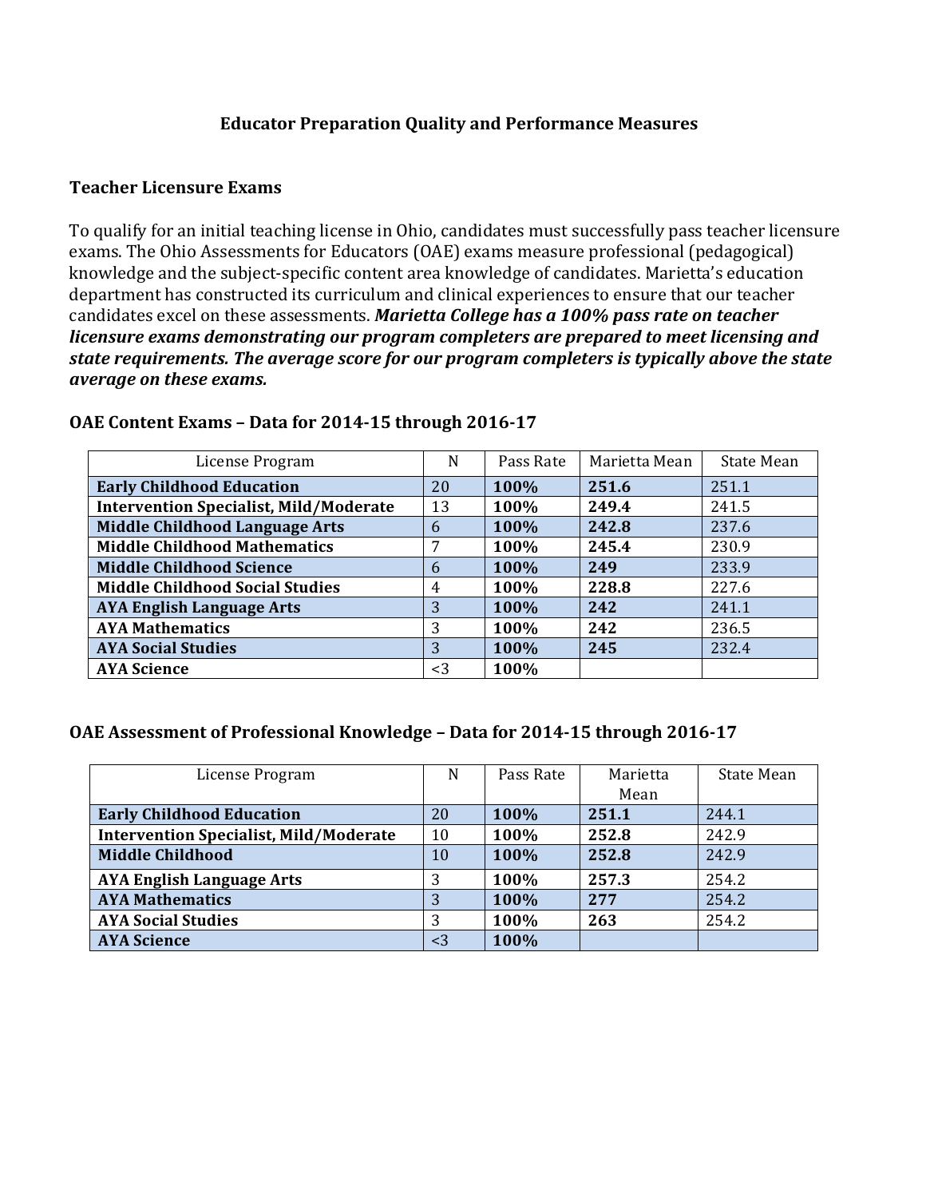# Educator Preparation Quality and Performance Measures

## Teacher Licensure Exams

To qualify for an initial teaching license in Ohio, candidates must successfully pass teacher licensure exams. The Ohio Assessments for Educators (OAE) exams measure professional (pedagogical) knowledge and the subject-specific content area knowledge of candidates. Marietta's education department has constructed its curriculum and clinical experiences to ensure that our teacher candidates excel on these assessments. ***Marietta College has a 100% pass rate on teacher licensure exams demonstrating our program completers are prepared to meet licensing and state requirements. The average score for our program completers is typically above the state average on these exams.***

### OAE Content Exams – Data for 2014-15 through 2016-17

| License Program | N | Pass Rate | Marietta Mean | State Mean |
|---|---|---|---|---|
| **Early Childhood Education** | 20 | **100%** | **251.6** | 251.1 |
| **Intervention Specialist, Mild/Moderate** | 13 | **100%** | **249.4** | 241.5 |
| **Middle Childhood Language Arts** | 6 | **100%** | **242.8** | 237.6 |
| **Middle Childhood Mathematics** | 7 | **100%** | **245.4** | 230.9 |
| **Middle Childhood Science** | 6 | **100%** | **249** | 233.9 |
| **Middle Childhood Social Studies** | 4 | **100%** | **228.8** | 227.6 |
| **AYA English Language Arts** | 3 | **100%** | **242** | 241.1 |
| **AYA Mathematics** | 3 | **100%** | **242** | 236.5 |
| **AYA Social Studies** | 3 | **100%** | **245** | 232.4 |
| **AYA Science** | <3 | **100%** | | |

### OAE Assessment of Professional Knowledge – Data for 2014-15 through 2016-17

| License Program | N | Pass Rate | Marietta Mean | State Mean |
|---|---|---|---|---|
| **Early Childhood Education** | 20 | **100%** | **251.1** | 244.1 |
| **Intervention Specialist, Mild/Moderate** | 10 | **100%** | **252.8** | 242.9 |
| **Middle Childhood** | 10 | **100%** | **252.8** | 242.9 |
| **AYA English Language Arts** | 3 | **100%** | **257.3** | 254.2 |
| **AYA Mathematics** | 3 | **100%** | **277** | 254.2 |
| **AYA Social Studies** | 3 | **100%** | **263** | 254.2 |
| **AYA Science** | <3 | **100%** | | |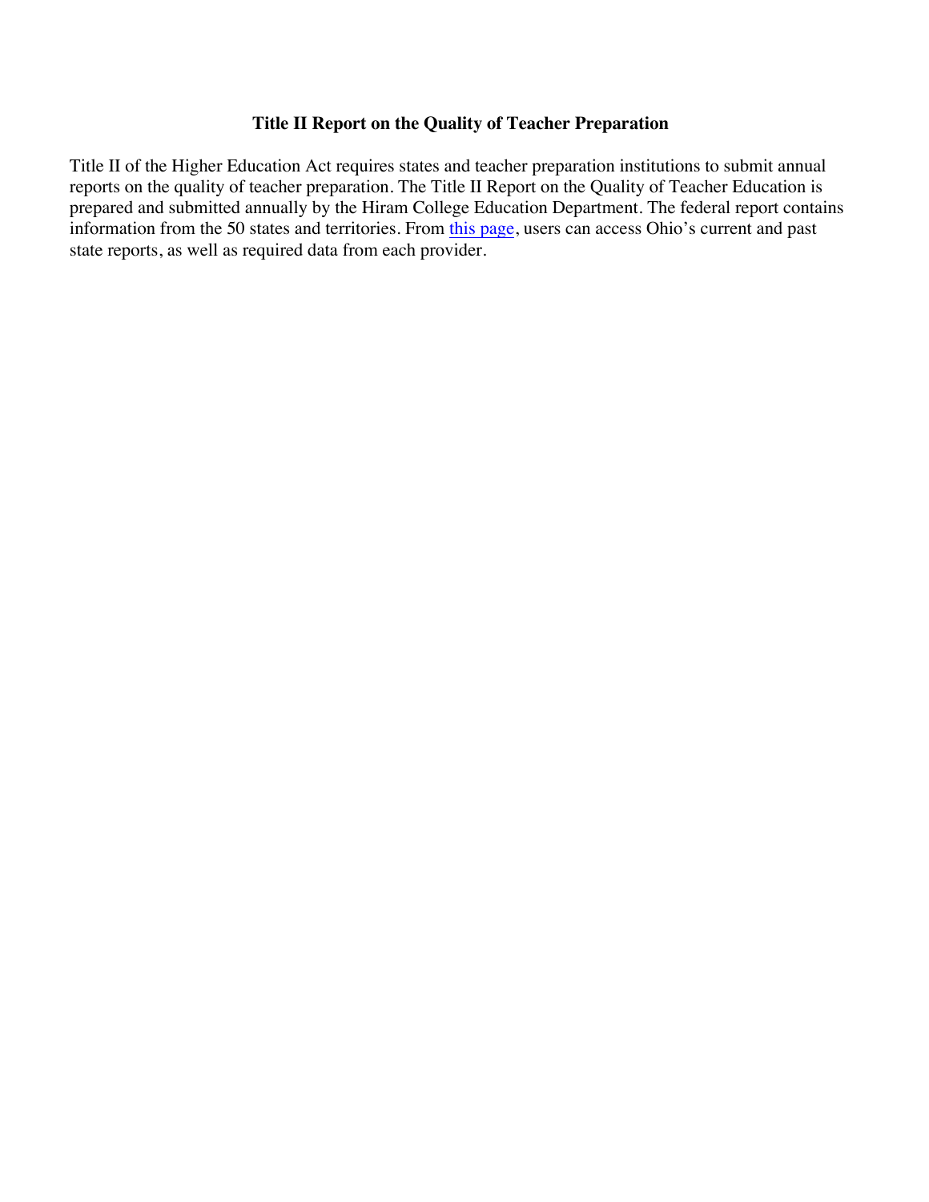**Title II Report on the Quality of Teacher Preparation**

Title II of the Higher Education Act requires states and teacher preparation institutions to submit annual reports on the quality of teacher preparation. The Title II Report on the Quality of Teacher Education is prepared and submitted annually by the Hiram College Education Department. The federal report contains information from the 50 states and territories. From this page, users can access Ohio's current and past state reports, as well as required data from each provider.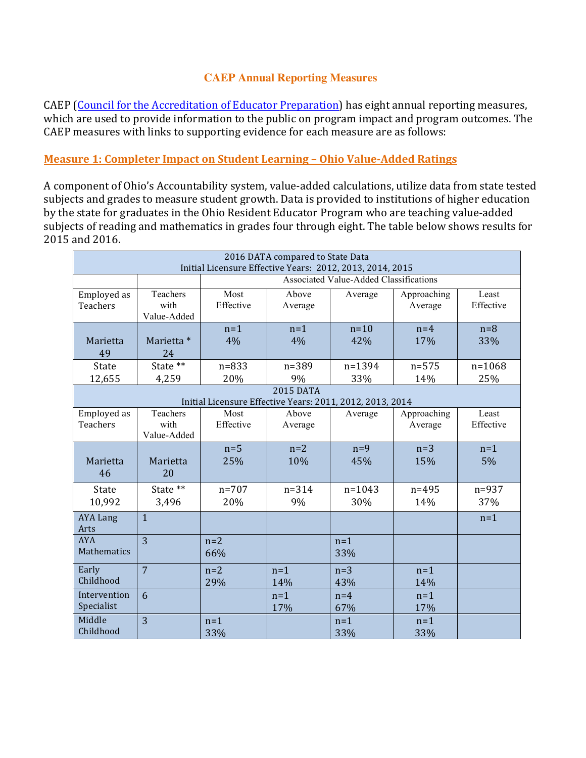**CAEP Annual Reporting Measures**

CAEP (Council for the Accreditation of Educator Preparation) has eight annual reporting measures, which are used to provide information to the public on program impact and program outcomes. The CAEP measures with links to supporting evidence for each measure are as follows:

## Measure 1: Completer Impact on Student Learning – Ohio Value-Added Ratings

A component of Ohio's Accountability system, value-added calculations, utilize data from state tested subjects and grades to measure student growth. Data is provided to institutions of higher education by the state for graduates in the Ohio Resident Educator Program who are teaching value-added subjects of reading and mathematics in grades four through eight. The table below shows results for 2015 and 2016.

| 2016 DATA compared to State Data<br>Initial Licensure Effective Years: 2012, 2013, 2014, 2015 | | | | | | |
|---|---|---|---|---|---|---|
| | | Associated Value-Added Classifications | | | | |
| Employed as Teachers | Teachers with Value-Added | Most Effective | Above Average | Average | Approaching Average | Least Effective |
| Marietta 49 | Marietta * 24 | n=1 4% | n=1 4% | n=10 42% | n=4 17% | n=8 33% |
| State 12,655 | State ** 4,259 | n=833 20% | n=389 9% | n=1394 33% | n=575 14% | n=1068 25% |
| 2015 DATA<br>Initial Licensure Effective Years: 2011, 2012, 2013, 2014 | | | | | | |
| Employed as Teachers | Teachers with Value-Added | Most Effective | Above Average | Average | Approaching Average | Least Effective |
| Marietta 46 | Marietta 20 | n=5 25% | n=2 10% | n=9 45% | n=3 15% | n=1 5% |
| State 10,992 | State ** 3,496 | n=707 20% | n=314 9% | n=1043 30% | n=495 14% | n=937 37% |
| AYA Lang Arts | 1 | | | | | n=1 |
| AYA Mathematics | 3 | n=2 66% | | n=1 33% | | |
| Early Childhood | 7 | n=2 29% | n=1 14% | n=3 43% | n=1 14% | |
| Intervention Specialist | 6 | | n=1 17% | n=4 67% | n=1 17% | |
| Middle Childhood | 3 | n=1 33% | | n=1 33% | n=1 33% | |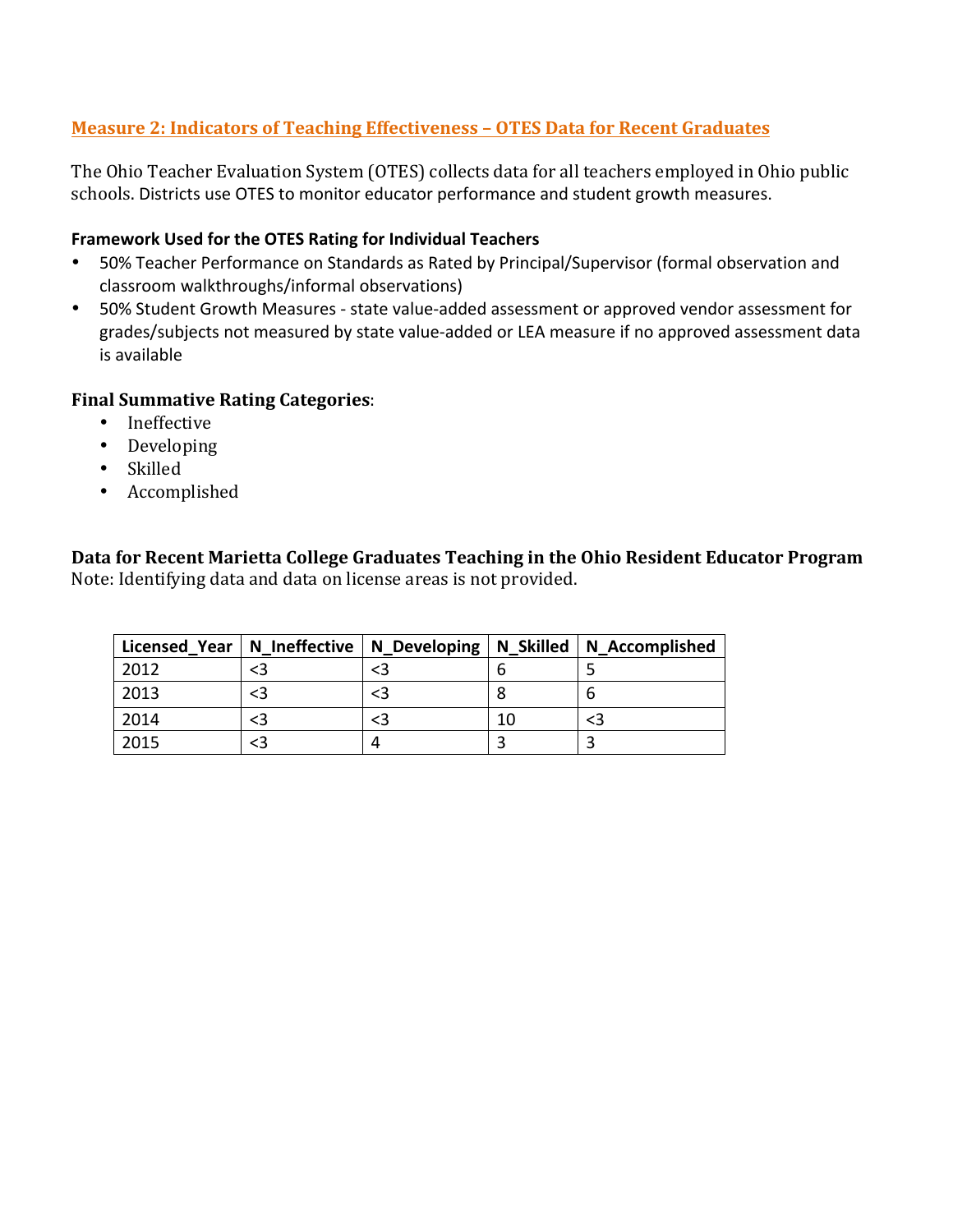## Measure 2: Indicators of Teaching Effectiveness – OTES Data for Recent Graduates

The Ohio Teacher Evaluation System (OTES) collects data for all teachers employed in Ohio public schools. Districts use OTES to monitor educator performance and student growth measures.

**Framework Used for the OTES Rating for Individual Teachers**

- 50% Teacher Performance on Standards as Rated by Principal/Supervisor (formal observation and classroom walkthroughs/informal observations)
- 50% Student Growth Measures - state value-added assessment or approved vendor assessment for grades/subjects not measured by state value-added or LEA measure if no approved assessment data is available

**Final Summative Rating Categories**:

- Ineffective
- Developing
- Skilled
- Accomplished

**Data for Recent Marietta College Graduates Teaching in the Ohio Resident Educator Program**
Note: Identifying data and data on license areas is not provided.

| Licensed_Year | N_Ineffective | N_Developing | N_Skilled | N_Accomplished |
|---|---|---|---|---|
| 2012 | <3 | <3 | 6 | 5 |
| 2013 | <3 | <3 | 8 | 6 |
| 2014 | <3 | <3 | 10 | <3 |
| 2015 | <3 | 4 | 3 | 3 |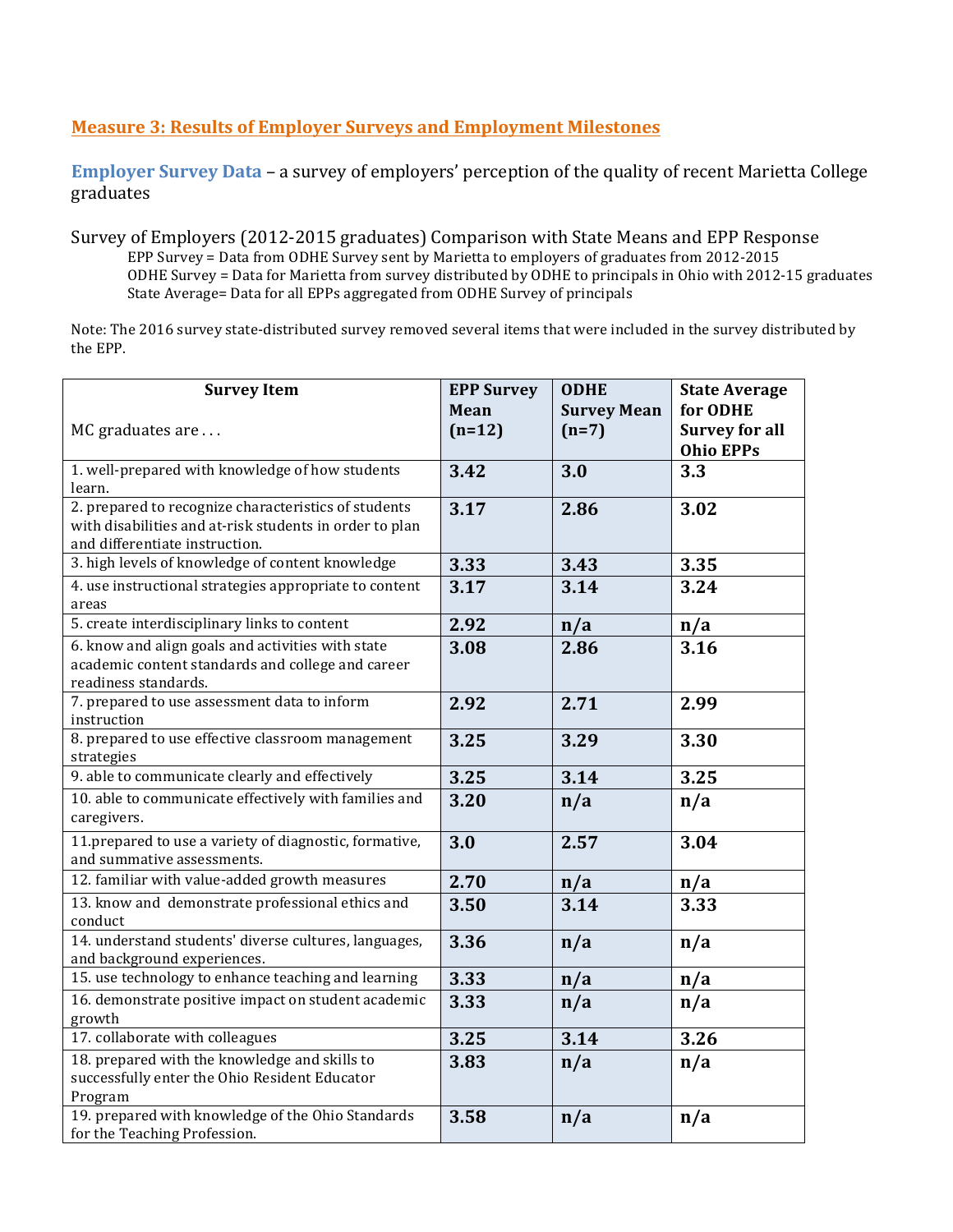## Measure 3: Results of Employer Surveys and Employment Milestones

**Employer Survey Data** – a survey of employers' perception of the quality of recent Marietta College graduates

Survey of Employers (2012-2015 graduates) Comparison with State Means and EPP Response

EPP Survey = Data from ODHE Survey sent by Marietta to employers of graduates from 2012-2015
ODHE Survey = Data for Marietta from survey distributed by ODHE to principals in Ohio with 2012-15 graduates
State Average= Data for all EPPs aggregated from ODHE Survey of principals

Note: The 2016 survey state-distributed survey removed several items that were included in the survey distributed by the EPP.

| **Survey Item**<br><br>MC graduates are . . . | **EPP Survey Mean (n=12)** | **ODHE Survey Mean (n=7)** | **State Average for ODHE Survey for all Ohio EPPs** |
|---|---|---|---|
| 1. well-prepared with knowledge of how students learn. | **3.42** | **3.0** | **3.3** |
| 2. prepared to recognize characteristics of students with disabilities and at-risk students in order to plan and differentiate instruction. | **3.17** | **2.86** | **3.02** |
| 3. high levels of knowledge of content knowledge | **3.33** | **3.43** | **3.35** |
| 4. use instructional strategies appropriate to content areas | **3.17** | **3.14** | **3.24** |
| 5. create interdisciplinary links to content | **2.92** | **n/a** | **n/a** |
| 6. know and align goals and activities with state academic content standards and college and career readiness standards. | **3.08** | **2.86** | **3.16** |
| 7. prepared to use assessment data to inform instruction | **2.92** | **2.71** | **2.99** |
| 8. prepared to use effective classroom management strategies | **3.25** | **3.29** | **3.30** |
| 9. able to communicate clearly and effectively | **3.25** | **3.14** | **3.25** |
| 10. able to communicate effectively with families and caregivers. | **3.20** | **n/a** | **n/a** |
| 11.prepared to use a variety of diagnostic, formative, and summative assessments. | **3.0** | **2.57** | **3.04** |
| 12. familiar with value-added growth measures | **2.70** | **n/a** | **n/a** |
| 13. know and demonstrate professional ethics and conduct | **3.50** | **3.14** | **3.33** |
| 14. understand students' diverse cultures, languages, and background experiences. | **3.36** | **n/a** | **n/a** |
| 15. use technology to enhance teaching and learning | **3.33** | **n/a** | **n/a** |
| 16. demonstrate positive impact on student academic growth | **3.33** | **n/a** | **n/a** |
| 17. collaborate with colleagues | **3.25** | **3.14** | **3.26** |
| 18. prepared with the knowledge and skills to successfully enter the Ohio Resident Educator Program | **3.83** | **n/a** | **n/a** |
| 19. prepared with knowledge of the Ohio Standards for the Teaching Profession. | **3.58** | **n/a** | **n/a** |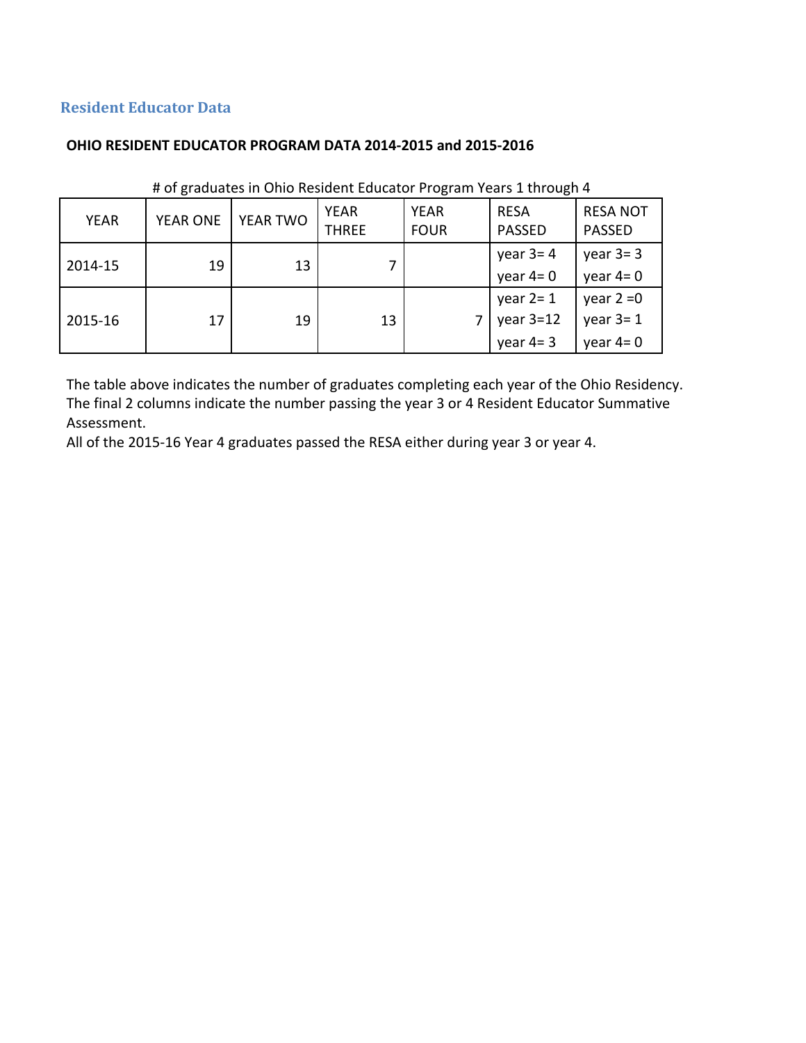## Resident Educator Data

**OHIO RESIDENT EDUCATOR PROGRAM DATA 2014-2015 and 2015-2016**

# of graduates in Ohio Resident Educator Program Years 1 through 4

| YEAR | YEAR ONE | YEAR TWO | YEAR THREE | YEAR FOUR | RESA PASSED | RESA NOT PASSED |
|---|---|---|---|---|---|---|
| 2014-15 | 19 | 13 | 7 | | year 3= 4<br>year 4= 0 | year 3= 3<br>year 4= 0 |
| 2015-16 | 17 | 19 | 13 | 7 | year 2= 1<br>year 3=12<br>year 4= 3 | year 2 =0<br>year 3= 1<br>year 4= 0 |

The table above indicates the number of graduates completing each year of the Ohio Residency. The final 2 columns indicate the number passing the year 3 or 4 Resident Educator Summative Assessment.

All of the 2015-16 Year 4 graduates passed the RESA either during year 3 or year 4.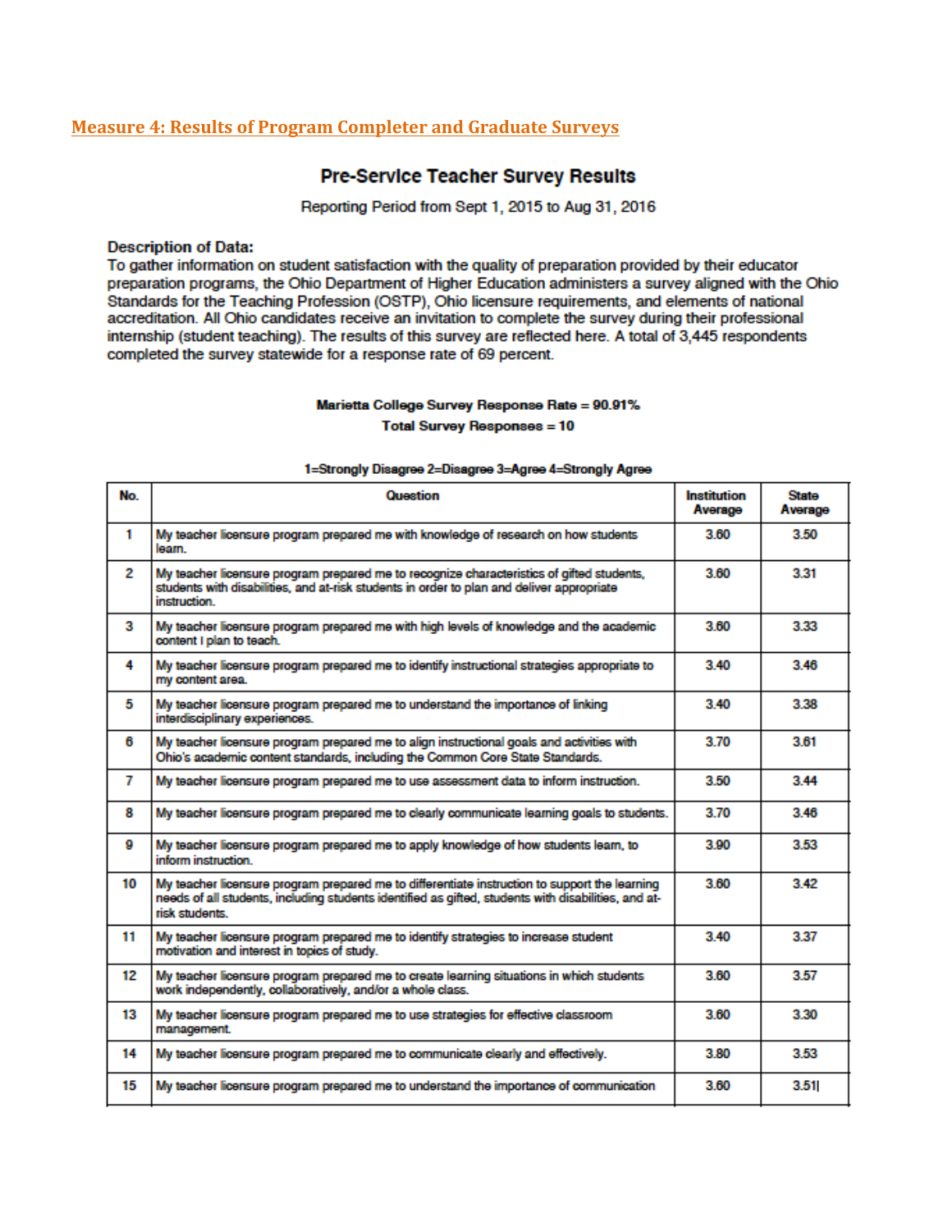## Measure 4: Results of Program Completer and Graduate Surveys

### Pre-Service Teacher Survey Results

Reporting Period from Sept 1, 2015 to Aug 31, 2016

**Description of Data:**
To gather information on student satisfaction with the quality of preparation provided by their educator preparation programs, the Ohio Department of Higher Education administers a survey aligned with the Ohio Standards for the Teaching Profession (OSTP), Ohio licensure requirements, and elements of national accreditation. All Ohio candidates receive an invitation to complete the survey during their professional internship (student teaching). The results of this survey are reflected here. A total of 3,445 respondents completed the survey statewide for a response rate of 69 percent.

**Marietta College Survey Response Rate = 90.91%**
**Total Survey Responses = 10**

**1=Strongly Disagree 2=Disagree 3=Agree 4=Strongly Agree**

| No. | Question | Institution Average | State Average |
|---|---|---|---|
| 1 | My teacher licensure program prepared me with knowledge of research on how students learn. | 3.60 | 3.50 |
| 2 | My teacher licensure program prepared me to recognize characteristics of gifted students, students with disabilities, and at-risk students in order to plan and deliver appropriate instruction. | 3.60 | 3.31 |
| 3 | My teacher licensure program prepared me with high levels of knowledge and the academic content I plan to teach. | 3.60 | 3.33 |
| 4 | My teacher licensure program prepared me to identify instructional strategies appropriate to my content area. | 3.40 | 3.46 |
| 5 | My teacher licensure program prepared me to understand the importance of linking interdisciplinary experiences. | 3.40 | 3.38 |
| 6 | My teacher licensure program prepared me to align instructional goals and activities with Ohio's academic content standards, including the Common Core State Standards. | 3.70 | 3.61 |
| 7 | My teacher licensure program prepared me to use assessment data to inform instruction. | 3.50 | 3.44 |
| 8 | My teacher licensure program prepared me to clearly communicate learning goals to students. | 3.70 | 3.46 |
| 9 | My teacher licensure program prepared me to apply knowledge of how students learn, to inform instruction. | 3.90 | 3.53 |
| 10 | My teacher licensure program prepared me to differentiate instruction to support the learning needs of all students, including students identified as gifted, students with disabilities, and at-risk students. | 3.60 | 3.42 |
| 11 | My teacher licensure program prepared me to identify strategies to increase student motivation and interest in topics of study. | 3.40 | 3.37 |
| 12 | My teacher licensure program prepared me to create learning situations in which students work independently, collaboratively, and/or a whole class. | 3.60 | 3.57 |
| 13 | My teacher licensure program prepared me to use strategies for effective classroom management. | 3.60 | 3.30 |
| 14 | My teacher licensure program prepared me to communicate clearly and effectively. | 3.80 | 3.53 |
| 15 | My teacher licensure program prepared me to understand the importance of communication | 3.60 | 3.51 |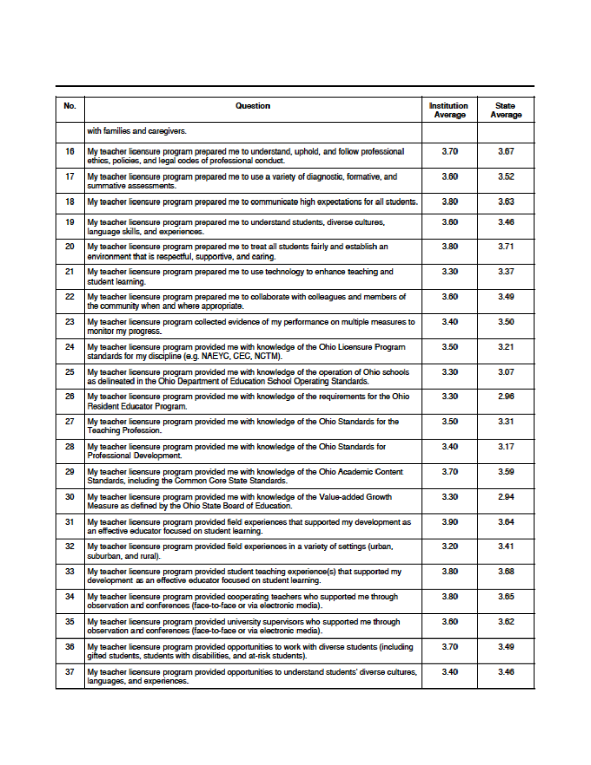| No. | Question | Institution Average | State Average |
|---|---|---|---|
| | with families and caregivers. | | |
| 16 | My teacher licensure program prepared me to understand, uphold, and follow professional ethics, policies, and legal codes of professional conduct. | 3.70 | 3.67 |
| 17 | My teacher licensure program prepared me to use a variety of diagnostic, formative, and summative assessments. | 3.60 | 3.52 |
| 18 | My teacher licensure program prepared me to communicate high expectations for all students. | 3.80 | 3.63 |
| 19 | My teacher licensure program prepared me to understand students, diverse cultures, language skills, and experiences. | 3.60 | 3.46 |
| 20 | My teacher licensure program prepared me to treat all students fairly and establish an environment that is respectful, supportive, and caring. | 3.80 | 3.71 |
| 21 | My teacher licensure program prepared me to use technology to enhance teaching and student learning. | 3.30 | 3.37 |
| 22 | My teacher licensure program prepared me to collaborate with colleagues and members of the community when and where appropriate. | 3.60 | 3.49 |
| 23 | My teacher licensure program collected evidence of my performance on multiple measures to monitor my progress. | 3.40 | 3.50 |
| 24 | My teacher licensure program provided me with knowledge of the Ohio Licensure Program standards for my discipline (e.g. NAEYC, CEC, NCTM). | 3.50 | 3.21 |
| 25 | My teacher licensure program provided me with knowledge of the operation of Ohio schools as delineated in the Ohio Department of Education School Operating Standards. | 3.30 | 3.07 |
| 26 | My teacher licensure program provided me with knowledge of the requirements for the Ohio Resident Educator Program. | 3.30 | 2.96 |
| 27 | My teacher licensure program provided me with knowledge of the Ohio Standards for the Teaching Profession. | 3.50 | 3.31 |
| 28 | My teacher licensure program provided me with knowledge of the Ohio Standards for Professional Development. | 3.40 | 3.17 |
| 29 | My teacher licensure program provided me with knowledge of the Ohio Academic Content Standards, including the Common Core State Standards. | 3.70 | 3.59 |
| 30 | My teacher licensure program provided me with knowledge of the Value-added Growth Measure as defined by the Ohio State Board of Education. | 3.30 | 2.94 |
| 31 | My teacher licensure program provided field experiences that supported my development as an effective educator focused on student learning. | 3.90 | 3.64 |
| 32 | My teacher licensure program provided field experiences in a variety of settings (urban, suburban, and rural). | 3.20 | 3.41 |
| 33 | My teacher licensure program provided student teaching experience(s) that supported my development as an effective educator focused on student learning. | 3.80 | 3.68 |
| 34 | My teacher licensure program provided cooperating teachers who supported me through observation and conferences (face-to-face or via electronic media). | 3.80 | 3.65 |
| 35 | My teacher licensure program provided university supervisors who supported me through observation and conferences (face-to-face or via electronic media). | 3.60 | 3.62 |
| 36 | My teacher licensure program provided opportunities to work with diverse students (including gifted students, students with disabilities, and at-risk students). | 3.70 | 3.49 |
| 37 | My teacher licensure program provided opportunities to understand students' diverse cultures, languages, and experiences. | 3.40 | 3.46 |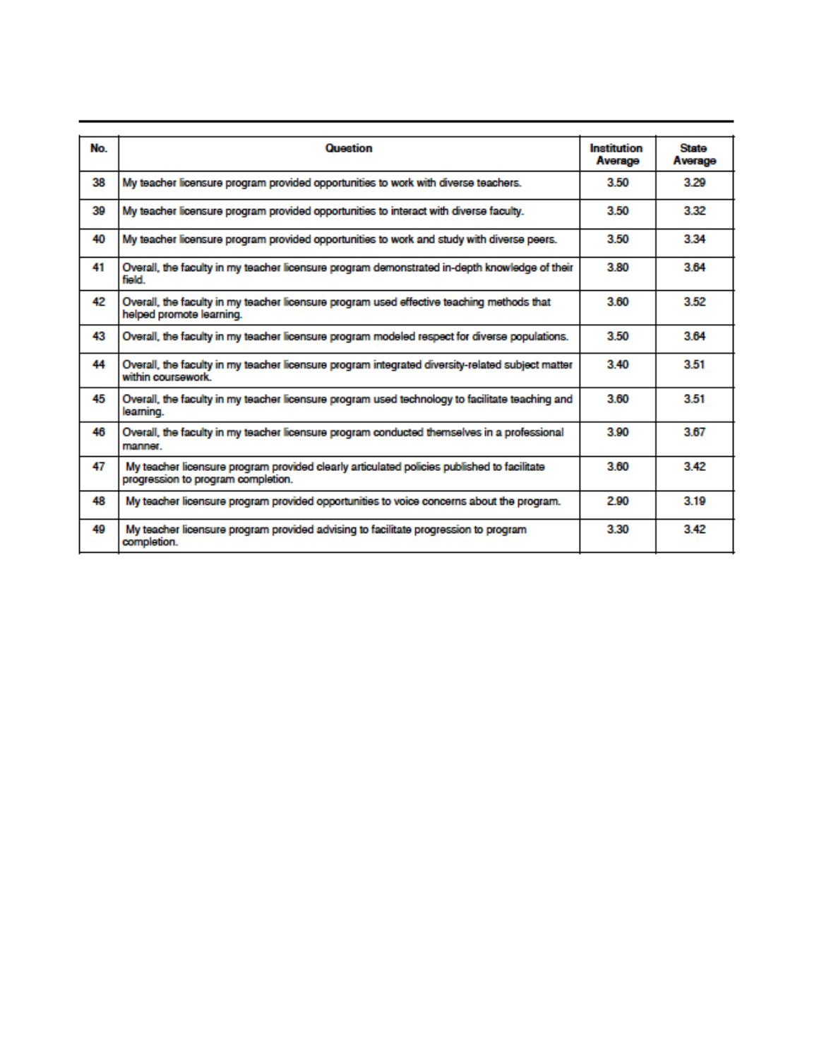| No. | Question | Institution Average | State Average |
|---|---|---|---|
| 38 | My teacher licensure program provided opportunities to work with diverse teachers. | 3.50 | 3.29 |
| 39 | My teacher licensure program provided opportunities to interact with diverse faculty. | 3.50 | 3.32 |
| 40 | My teacher licensure program provided opportunities to work and study with diverse peers. | 3.50 | 3.34 |
| 41 | Overall, the faculty in my teacher licensure program demonstrated in-depth knowledge of their field. | 3.80 | 3.64 |
| 42 | Overall, the faculty in my teacher licensure program used effective teaching methods that helped promote learning. | 3.60 | 3.52 |
| 43 | Overall, the faculty in my teacher licensure program modeled respect for diverse populations. | 3.50 | 3.64 |
| 44 | Overall, the faculty in my teacher licensure program integrated diversity-related subject matter within coursework. | 3.40 | 3.51 |
| 45 | Overall, the faculty in my teacher licensure program used technology to facilitate teaching and learning. | 3.60 | 3.51 |
| 46 | Overall, the faculty in my teacher licensure program conducted themselves in a professional manner. | 3.90 | 3.67 |
| 47 | My teacher licensure program provided clearly articulated policies published to facilitate progression to program completion. | 3.60 | 3.42 |
| 48 | My teacher licensure program provided opportunities to voice concerns about the program. | 2.90 | 3.19 |
| 49 | My teacher licensure program provided advising to facilitate progression to program completion. | 3.30 | 3.42 |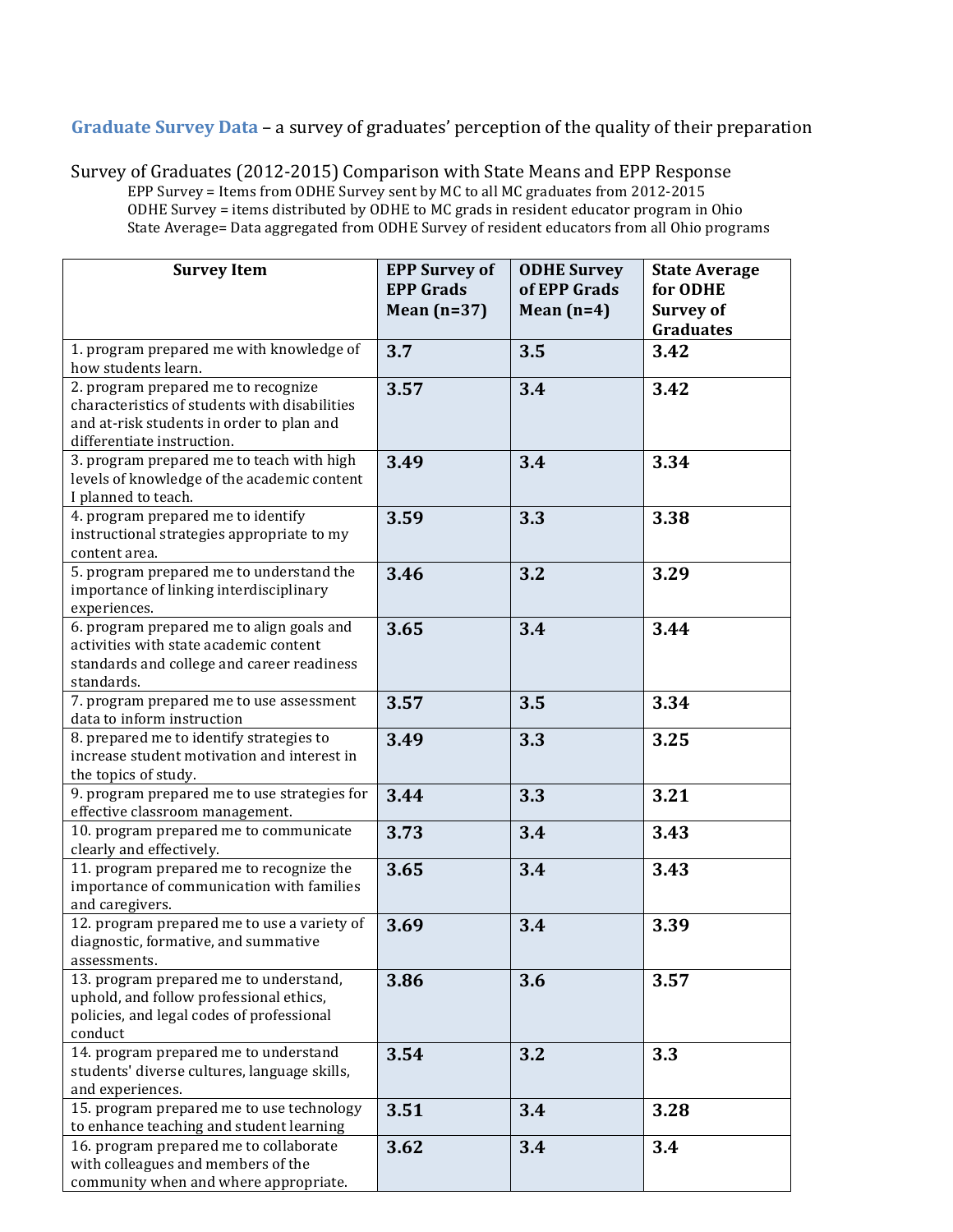**Graduate Survey Data** – a survey of graduates' perception of the quality of their preparation

Survey of Graduates (2012-2015) Comparison with State Means and EPP Response

EPP Survey = Items from ODHE Survey sent by MC to all MC graduates from 2012-2015
ODHE Survey = items distributed by ODHE to MC grads in resident educator program in Ohio
State Average= Data aggregated from ODHE Survey of resident educators from all Ohio programs

| Survey Item | EPP Survey of EPP Grads Mean (n=37) | ODHE Survey of EPP Grads Mean (n=4) | State Average for ODHE Survey of Graduates |
|---|---|---|---|
| 1. program prepared me with knowledge of how students learn. | **3.7** | **3.5** | **3.42** |
| 2. program prepared me to recognize characteristics of students with disabilities and at-risk students in order to plan and differentiate instruction. | **3.57** | **3.4** | **3.42** |
| 3. program prepared me to teach with high levels of knowledge of the academic content I planned to teach. | **3.49** | **3.4** | **3.34** |
| 4. program prepared me to identify instructional strategies appropriate to my content area. | **3.59** | **3.3** | **3.38** |
| 5. program prepared me to understand the importance of linking interdisciplinary experiences. | **3.46** | **3.2** | **3.29** |
| 6. program prepared me to align goals and activities with state academic content standards and college and career readiness standards. | **3.65** | **3.4** | **3.44** |
| 7. program prepared me to use assessment data to inform instruction | **3.57** | **3.5** | **3.34** |
| 8. prepared me to identify strategies to increase student motivation and interest in the topics of study. | **3.49** | **3.3** | **3.25** |
| 9. program prepared me to use strategies for effective classroom management. | **3.44** | **3.3** | **3.21** |
| 10. program prepared me to communicate clearly and effectively. | **3.73** | **3.4** | **3.43** |
| 11. program prepared me to recognize the importance of communication with families and caregivers. | **3.65** | **3.4** | **3.43** |
| 12. program prepared me to use a variety of diagnostic, formative, and summative assessments. | **3.69** | **3.4** | **3.39** |
| 13. program prepared me to understand, uphold, and follow professional ethics, policies, and legal codes of professional conduct | **3.86** | **3.6** | **3.57** |
| 14. program prepared me to understand students' diverse cultures, language skills, and experiences. | **3.54** | **3.2** | **3.3** |
| 15. program prepared me to use technology to enhance teaching and student learning | **3.51** | **3.4** | **3.28** |
| 16. program prepared me to collaborate with colleagues and members of the community when and where appropriate. | **3.62** | **3.4** | **3.4** |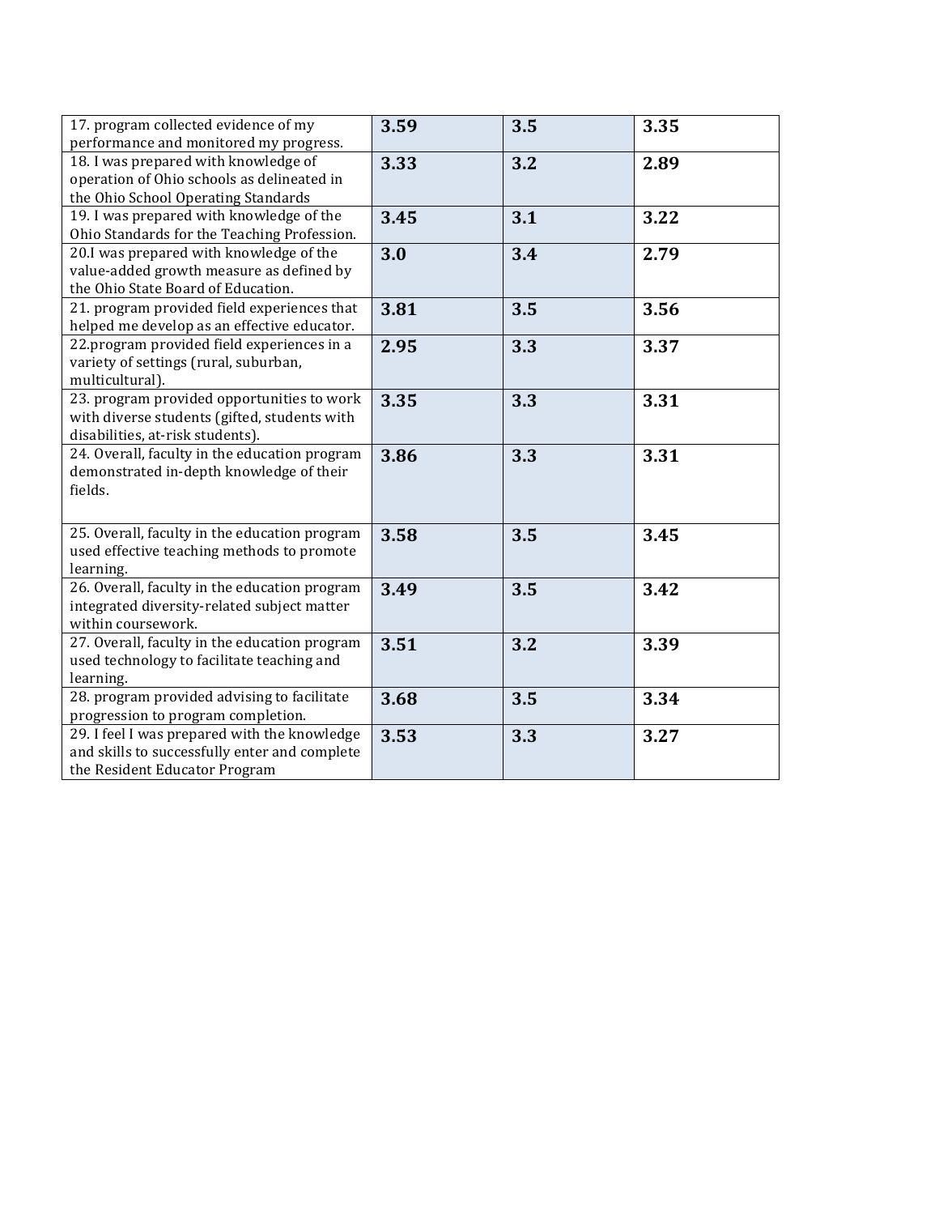| | | | |
|---|---|---|---|
| 17. program collected evidence of my performance and monitored my progress. | **3.59** | **3.5** | **3.35** |
| 18. I was prepared with knowledge of operation of Ohio schools as delineated in the Ohio School Operating Standards | **3.33** | **3.2** | **2.89** |
| 19. I was prepared with knowledge of the Ohio Standards for the Teaching Profession. | **3.45** | **3.1** | **3.22** |
| 20.I was prepared with knowledge of the value-added growth measure as defined by the Ohio State Board of Education. | **3.0** | **3.4** | **2.79** |
| 21. program provided field experiences that helped me develop as an effective educator. | **3.81** | **3.5** | **3.56** |
| 22.program provided field experiences in a variety of settings (rural, suburban, multicultural). | **2.95** | **3.3** | **3.37** |
| 23. program provided opportunities to work with diverse students (gifted, students with disabilities, at-risk students). | **3.35** | **3.3** | **3.31** |
| 24. Overall, faculty in the education program demonstrated in-depth knowledge of their fields. | **3.86** | **3.3** | **3.31** |
| 25. Overall, faculty in the education program used effective teaching methods to promote learning. | **3.58** | **3.5** | **3.45** |
| 26. Overall, faculty in the education program integrated diversity-related subject matter within coursework. | **3.49** | **3.5** | **3.42** |
| 27. Overall, faculty in the education program used technology to facilitate teaching and learning. | **3.51** | **3.2** | **3.39** |
| 28. program provided advising to facilitate progression to program completion. | **3.68** | **3.5** | **3.34** |
| 29. I feel I was prepared with the knowledge and skills to successfully enter and complete the Resident Educator Program | **3.53** | **3.3** | **3.27** |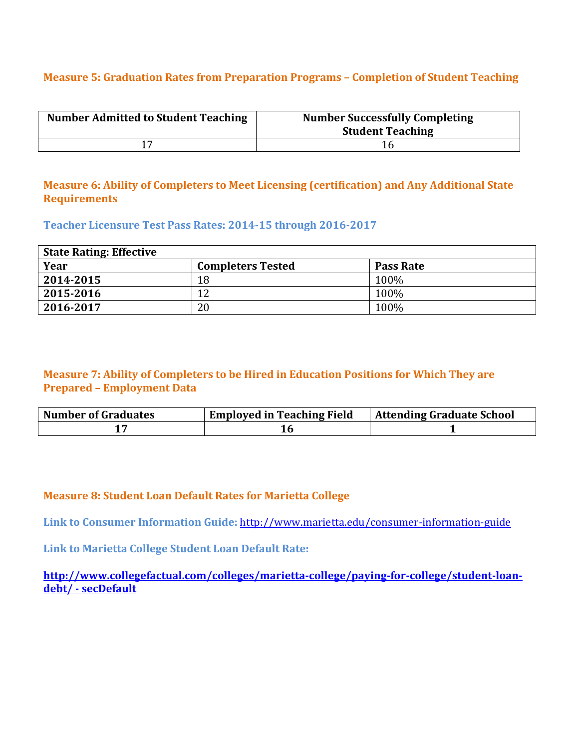## Measure 5: Graduation Rates from Preparation Programs – Completion of Student Teaching

| Number Admitted to Student Teaching | Number Successfully Completing Student Teaching |
|---|---|
| 17 | 16 |

## Measure 6: Ability of Completers to Meet Licensing (certification) and Any Additional State Requirements

### Teacher Licensure Test Pass Rates: 2014-15 through 2016-2017

| State Rating: Effective | | |
|---|---|---|
| **Year** | **Completers Tested** | **Pass Rate** |
| **2014-2015** | 18 | 100% |
| **2015-2016** | 12 | 100% |
| **2016-2017** | 20 | 100% |

## Measure 7: Ability of Completers to be Hired in Education Positions for Which They are Prepared – Employment Data

| Number of Graduates | Employed in Teaching Field | Attending Graduate School |
|---|---|---|
| **17** | **16** | **1** |

## Measure 8: Student Loan Default Rates for Marietta College

**Link to Consumer Information Guide:** http://www.marietta.edu/consumer-information-guide

**Link to Marietta College Student Loan Default Rate:**

**http://www.collegefactual.com/colleges/marietta-college/paying-for-college/student-loan-debt/ - secDefault**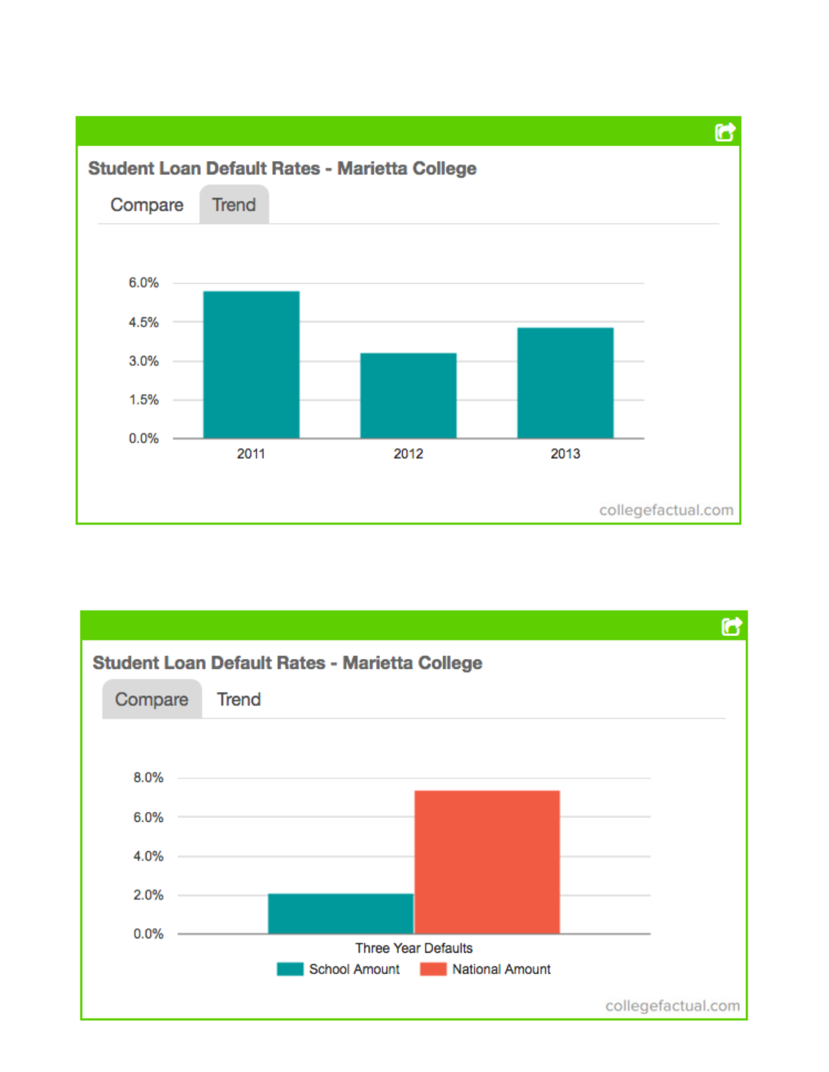Student Loan Default Rates - Marietta College

Compare Trend

6.0%
4.5%
3.0%
1.5%
0.0%

2011
2012
2013

collegefactual.com

Student Loan Default Rates - Marietta College

Compare Trend

8.0%
6.0%
4.0%
2.0%
0.0%

Three Year Defaults

School Amount
National Amount

collegefactual.com